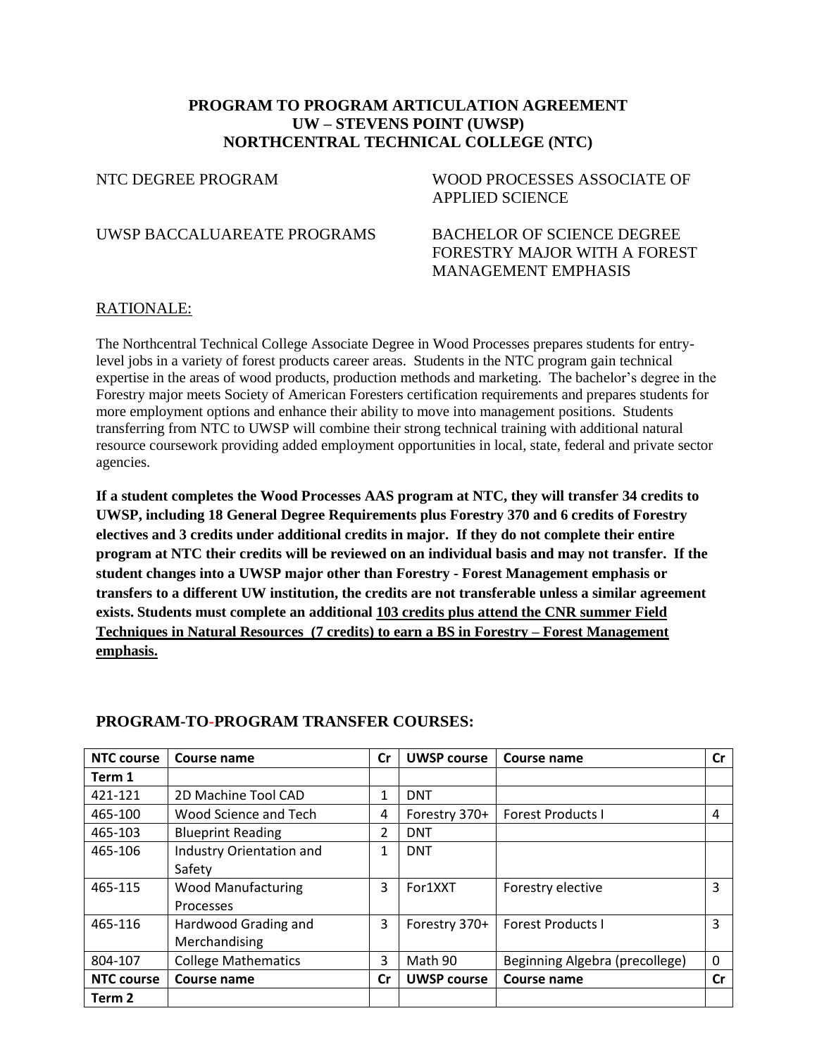**PROGRAM TO PROGRAM ARTICULATION AGREEMENT**
**UW – STEVENS POINT (UWSP)**
**NORTHCENTRAL TECHNICAL COLLEGE (NTC)**

NTC DEGREE PROGRAM — WOOD PROCESSES ASSOCIATE OF APPLIED SCIENCE

UWSP BACCALUAREATE PROGRAMS — BACHELOR OF SCIENCE DEGREE FORESTRY MAJOR WITH A FOREST MANAGEMENT EMPHASIS

RATIONALE:

The Northcentral Technical College Associate Degree in Wood Processes prepares students for entry-level jobs in a variety of forest products career areas. Students in the NTC program gain technical expertise in the areas of wood products, production methods and marketing. The bachelor's degree in the Forestry major meets Society of American Foresters certification requirements and prepares students for more employment options and enhance their ability to move into management positions. Students transferring from NTC to UWSP will combine their strong technical training with additional natural resource coursework providing added employment opportunities in local, state, federal and private sector agencies.

**If a student completes the Wood Processes AAS program at NTC, they will transfer 34 credits to UWSP, including 18 General Degree Requirements plus Forestry 370 and 6 credits of Forestry electives and 3 credits under additional credits in major. If they do not complete their entire program at NTC their credits will be reviewed on an individual basis and may not transfer. If the student changes into a UWSP major other than Forestry - Forest Management emphasis or transfers to a different UW institution, the credits are not transferable unless a similar agreement exists. Students must complete an additional 103 credits plus attend the CNR summer Field Techniques in Natural Resources (7 credits) to earn a BS in Forestry – Forest Management emphasis.**

## PROGRAM-TO-PROGRAM TRANSFER COURSES:

| NTC course | Course name | Cr | UWSP course | Course name | Cr |
|---|---|---|---|---|---|
| **Term 1** | | | | | |
| 421-121 | 2D Machine Tool CAD | 1 | DNT | | |
| 465-100 | Wood Science and Tech | 4 | Forestry 370+ | Forest Products I | 4 |
| 465-103 | Blueprint Reading | 2 | DNT | | |
| 465-106 | Industry Orientation and Safety | 1 | DNT | | |
| 465-115 | Wood Manufacturing Processes | 3 | For1XXT | Forestry elective | 3 |
| 465-116 | Hardwood Grading and Merchandising | 3 | Forestry 370+ | Forest Products I | 3 |
| 804-107 | College Mathematics | 3 | Math 90 | Beginning Algebra (precollege) | 0 |
| **NTC course** | **Course name** | **Cr** | **UWSP course** | **Course name** | **Cr** |
| **Term 2** | | | | | |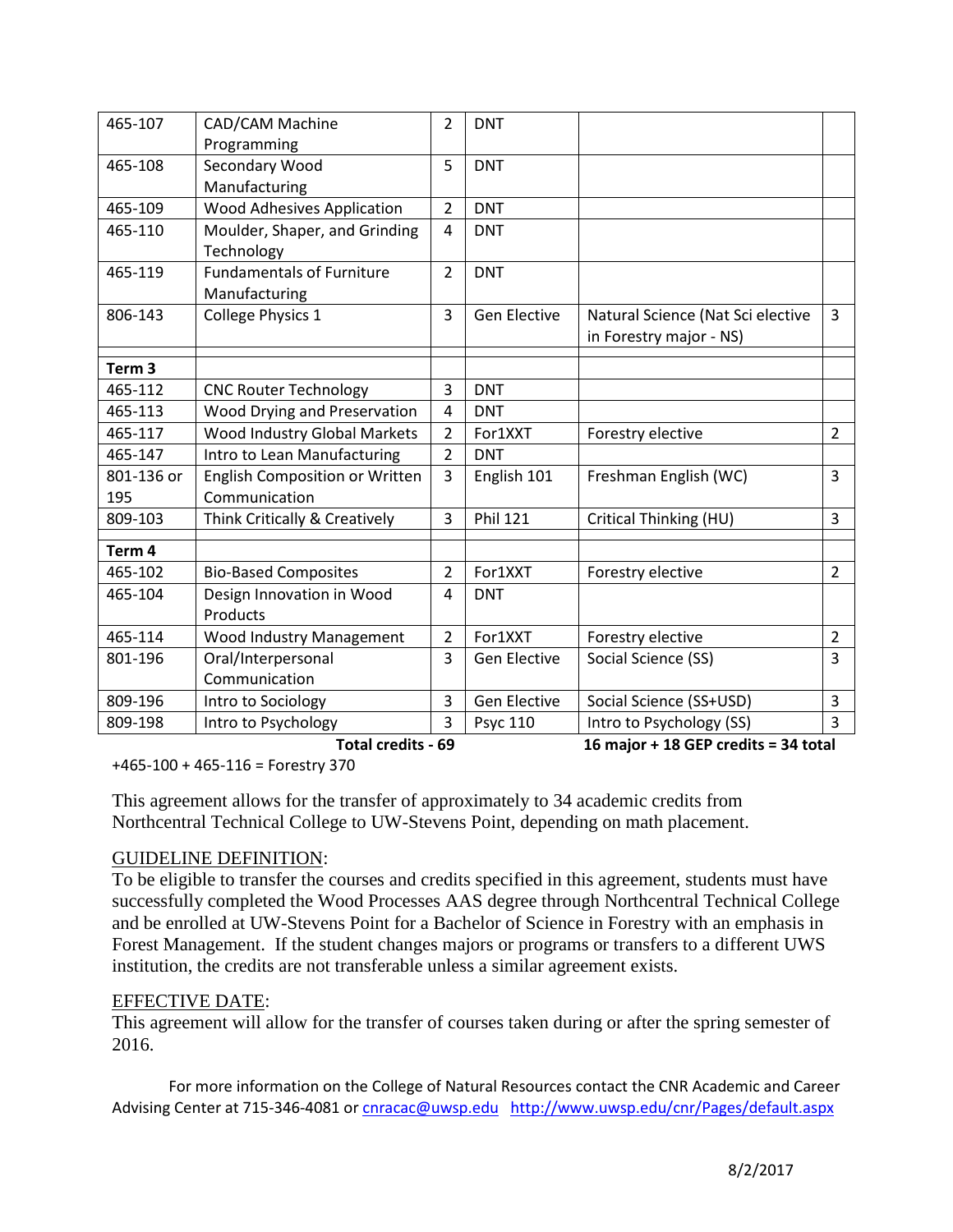| | | | | | |
|---|---|---|---|---|---|
| 465-107 | CAD/CAM Machine Programming | 2 | DNT | | |
| 465-108 | Secondary Wood Manufacturing | 5 | DNT | | |
| 465-109 | Wood Adhesives Application | 2 | DNT | | |
| 465-110 | Moulder, Shaper, and Grinding Technology | 4 | DNT | | |
| 465-119 | Fundamentals of Furniture Manufacturing | 2 | DNT | | |
| 806-143 | College Physics 1 | 3 | Gen Elective | Natural Science (Nat Sci elective in Forestry major - NS) | 3 |
| | | | | | |
| **Term 3** | | | | | |
| 465-112 | CNC Router Technology | 3 | DNT | | |
| 465-113 | Wood Drying and Preservation | 4 | DNT | | |
| 465-117 | Wood Industry Global Markets | 2 | For1XXT | Forestry elective | 2 |
| 465-147 | Intro to Lean Manufacturing | 2 | DNT | | |
| 801-136 or 195 | English Composition or Written Communication | 3 | English 101 | Freshman English (WC) | 3 |
| 809-103 | Think Critically & Creatively | 3 | Phil 121 | Critical Thinking (HU) | 3 |
| | | | | | |
| **Term 4** | | | | | |
| 465-102 | Bio-Based Composites | 2 | For1XXT | Forestry elective | 2 |
| 465-104 | Design Innovation in Wood Products | 4 | DNT | | |
| 465-114 | Wood Industry Management | 2 | For1XXT | Forestry elective | 2 |
| 801-196 | Oral/Interpersonal Communication | 3 | Gen Elective | Social Science (SS) | 3 |
| 809-196 | Intro to Sociology | 3 | Gen Elective | Social Science (SS+USD) | 3 |
| 809-198 | Intro to Psychology | 3 | Psyc 110 | Intro to Psychology (SS) | 3 |
| | **Total credits - 69** | | | **16 major + 18 GEP credits = 34 total** | |

+465-100 + 465-116 = Forestry 370

This agreement allows for the transfer of approximately to 34 academic credits from Northcentral Technical College to UW-Stevens Point, depending on math placement.

GUIDELINE DEFINITION:
To be eligible to transfer the courses and credits specified in this agreement, students must have successfully completed the Wood Processes AAS degree through Northcentral Technical College and be enrolled at UW-Stevens Point for a Bachelor of Science in Forestry with an emphasis in Forest Management. If the student changes majors or programs or transfers to a different UWS institution, the credits are not transferable unless a similar agreement exists.

EFFECTIVE DATE:
This agreement will allow for the transfer of courses taken during or after the spring semester of 2016.

For more information on the College of Natural Resources contact the CNR Academic and Career Advising Center at 715-346-4081 or cnracac@uwsp.edu http://www.uwsp.edu/cnr/Pages/default.aspx

8/2/2017